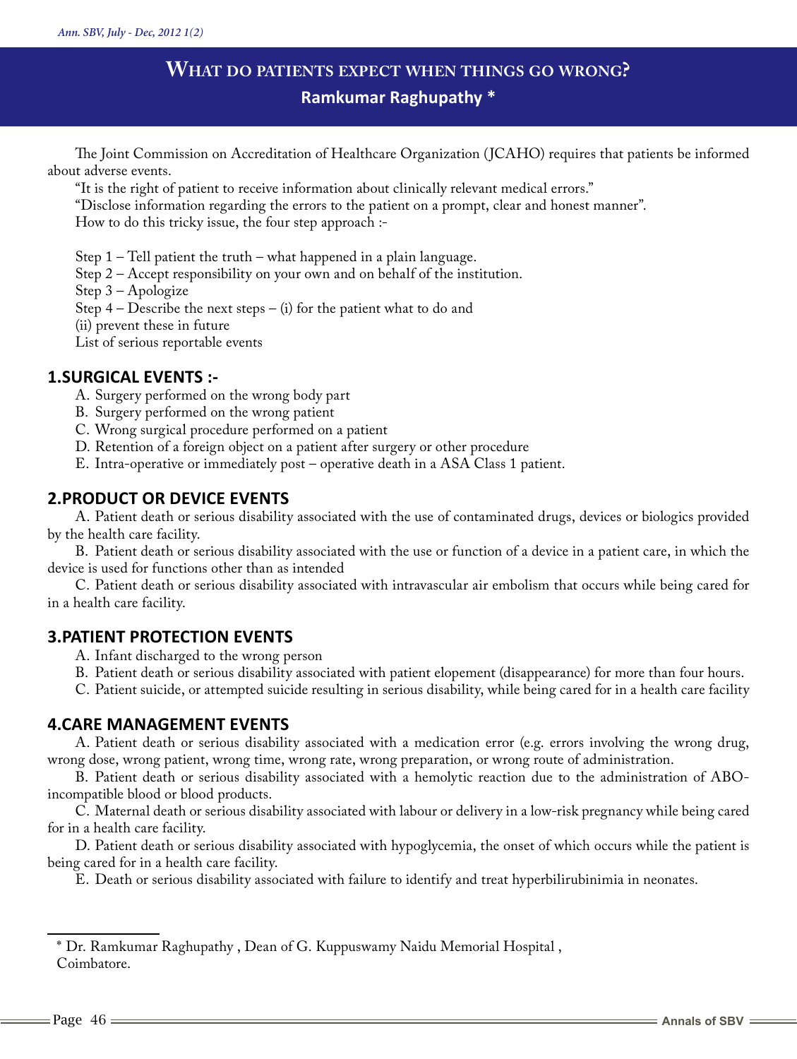# What do patients expect when things go wrong?

**Ramkumar Raghupathy ***

The Joint Commission on Accreditation of Healthcare Organization (JCAHO) requires that patients be informed about adverse events.

"It is the right of patient to receive information about clinically relevant medical errors."

"Disclose information regarding the errors to the patient on a prompt, clear and honest manner".

How to do this tricky issue, the four step approach :-

Step 1 – Tell patient the truth – what happened in a plain language.

Step 2 – Accept responsibility on your own and on behalf of the institution.

Step 3 – Apologize

Step 4 – Describe the next steps – (i) for the patient what to do and

(ii) prevent these in future

List of serious reportable events

## 1.SURGICAL EVENTS :-

A. Surgery performed on the wrong body part

B. Surgery performed on the wrong patient

C. Wrong surgical procedure performed on a patient

D. Retention of a foreign object on a patient after surgery or other procedure

E. Intra-operative or immediately post – operative death in a ASA Class 1 patient.

## 2.PRODUCT OR DEVICE EVENTS

A. Patient death or serious disability associated with the use of contaminated drugs, devices or biologics provided by the health care facility.

B. Patient death or serious disability associated with the use or function of a device in a patient care, in which the device is used for functions other than as intended

C. Patient death or serious disability associated with intravascular air embolism that occurs while being cared for in a health care facility.

## 3.PATIENT PROTECTION EVENTS

A. Infant discharged to the wrong person

B. Patient death or serious disability associated with patient elopement (disappearance) for more than four hours.

C. Patient suicide, or attempted suicide resulting in serious disability, while being cared for in a health care facility

## 4.CARE MANAGEMENT EVENTS

A. Patient death or serious disability associated with a medication error (e.g. errors involving the wrong drug, wrong dose, wrong patient, wrong time, wrong rate, wrong preparation, or wrong route of administration.

B. Patient death or serious disability associated with a hemolytic reaction due to the administration of ABO-incompatible blood or blood products.

C. Maternal death or serious disability associated with labour or delivery in a low-risk pregnancy while being cared for in a health care facility.

D. Patient death or serious disability associated with hypoglycemia, the onset of which occurs while the patient is being cared for in a health care facility.

E. Death or serious disability associated with failure to identify and treat hyperbilirubinimia in neonates.

---

* Dr. Ramkumar Raghupathy , Dean of G. Kuppuswamy Naidu Memorial Hospital , Coimbatore.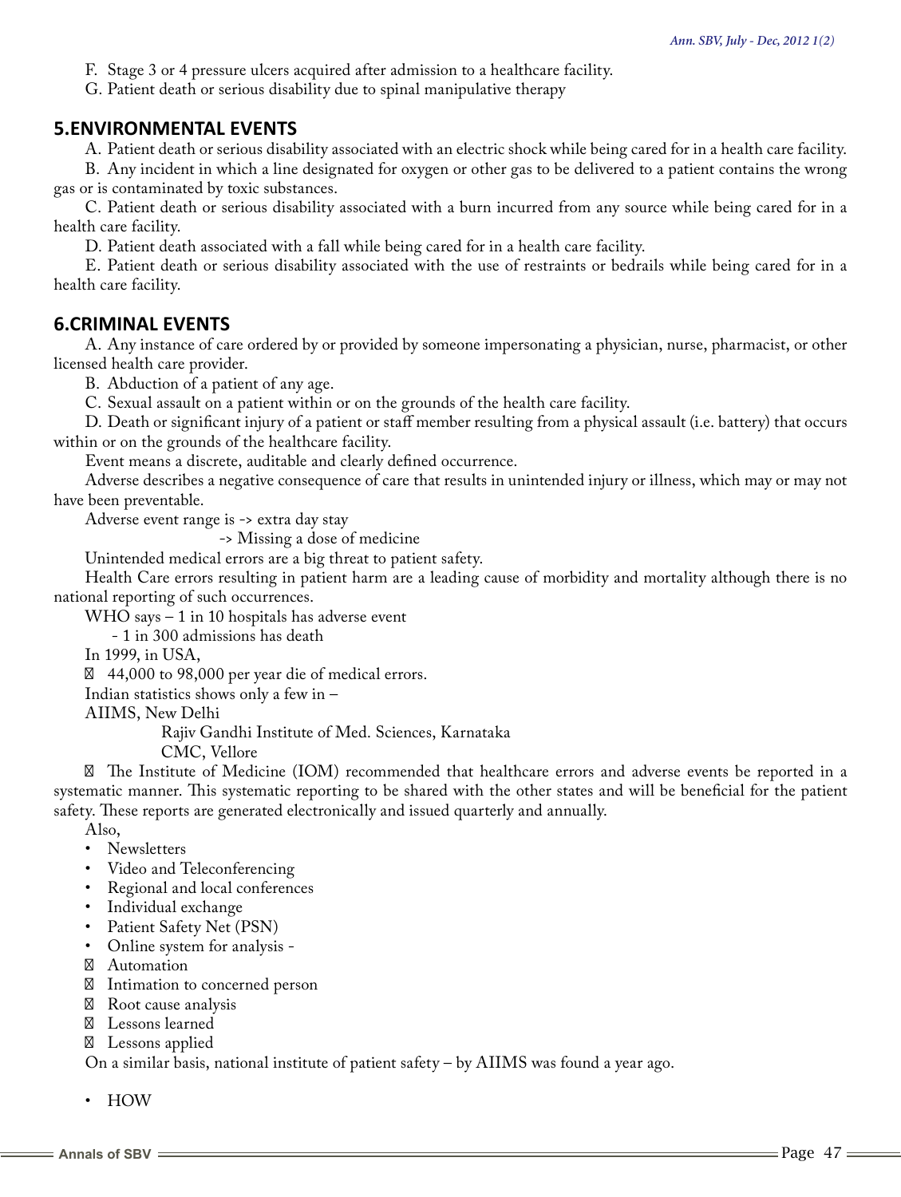F. Stage 3 or 4 pressure ulcers acquired after admission to a healthcare facility.

G. Patient death or serious disability due to spinal manipulative therapy

## 5.ENVIRONMENTAL EVENTS

A. Patient death or serious disability associated with an electric shock while being cared for in a health care facility.

B. Any incident in which a line designated for oxygen or other gas to be delivered to a patient contains the wrong gas or is contaminated by toxic substances.

C. Patient death or serious disability associated with a burn incurred from any source while being cared for in a health care facility.

D. Patient death associated with a fall while being cared for in a health care facility.

E. Patient death or serious disability associated with the use of restraints or bedrails while being cared for in a health care facility.

## 6.CRIMINAL EVENTS

A. Any instance of care ordered by or provided by someone impersonating a physician, nurse, pharmacist, or other licensed health care provider.

B. Abduction of a patient of any age.

C. Sexual assault on a patient within or on the grounds of the health care facility.

D. Death or significant injury of a patient or staff member resulting from a physical assault (i.e. battery) that occurs within or on the grounds of the healthcare facility.

Event means a discrete, auditable and clearly defined occurrence.

Adverse describes a negative consequence of care that results in unintended injury or illness, which may or may not have been preventable.

Adverse event range is -> extra day stay

-> Missing a dose of medicine

Unintended medical errors are a big threat to patient safety.

Health Care errors resulting in patient harm are a leading cause of morbidity and mortality although there is no national reporting of such occurrences.

WHO says – 1 in 10 hospitals has adverse event

- 1 in 300 admissions has death

In 1999, in USA,

- 44,000 to 98,000 per year die of medical errors.

Indian statistics shows only a few in –

AIIMS, New Delhi

Rajiv Gandhi Institute of Med. Sciences, Karnataka

CMC, Vellore

- The Institute of Medicine (IOM) recommended that healthcare errors and adverse events be reported in a systematic manner. This systematic reporting to be shared with the other states and will be beneficial for the patient safety. These reports are generated electronically and issued quarterly and annually.

Also,

- Newsletters
- Video and Teleconferencing
- Regional and local conferences
- Individual exchange
- Patient Safety Net (PSN)
- Online system for analysis -
  - Automation
  - Intimation to concerned person
  - Root cause analysis
  - Lessons learned
  - Lessons applied

On a similar basis, national institute of patient safety – by AIIMS was found a year ago.

- HOW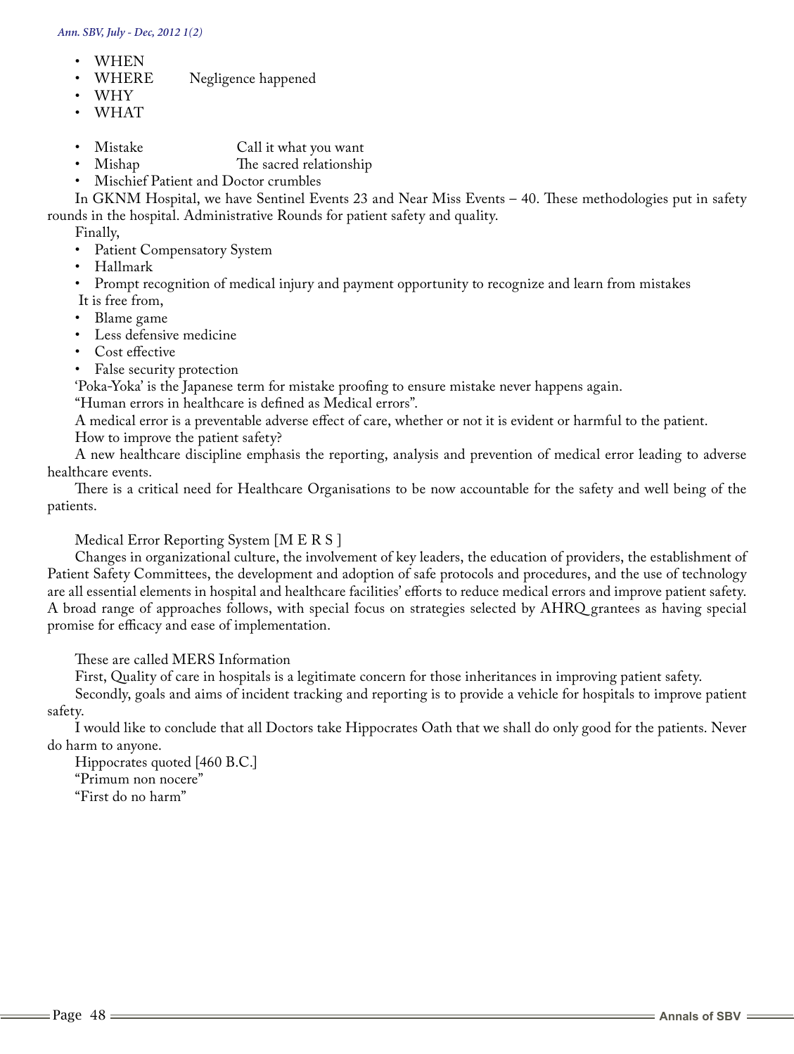- WHEN
- WHERE        Negligence happened
- WHY
- WHAT

- Mistake        Call it what you want
- Mishap        The sacred relationship
- Mischief Patient and Doctor crumbles

In GKNM Hospital, we have Sentinel Events 23 and Near Miss Events – 40. These methodologies put in safety rounds in the hospital. Administrative Rounds for patient safety and quality.

Finally,

- Patient Compensatory System
- Hallmark
- Prompt recognition of medical injury and payment opportunity to recognize and learn from mistakes

It is free from,

- Blame game
- Less defensive medicine
- Cost effective
- False security protection

'Poka-Yoka' is the Japanese term for mistake proofing to ensure mistake never happens again.

"Human errors in healthcare is defined as Medical errors".

A medical error is a preventable adverse effect of care, whether or not it is evident or harmful to the patient.

How to improve the patient safety?

A new healthcare discipline emphasis the reporting, analysis and prevention of medical error leading to adverse healthcare events.

There is a critical need for Healthcare Organisations to be now accountable for the safety and well being of the patients.

Medical Error Reporting System [M E R S ]

Changes in organizational culture, the involvement of key leaders, the education of providers, the establishment of Patient Safety Committees, the development and adoption of safe protocols and procedures, and the use of technology are all essential elements in hospital and healthcare facilities' efforts to reduce medical errors and improve patient safety. A broad range of approaches follows, with special focus on strategies selected by AHRQ grantees as having special promise for efficacy and ease of implementation.

These are called MERS Information

First, Quality of care in hospitals is a legitimate concern for those inheritances in improving patient safety.

Secondly, goals and aims of incident tracking and reporting is to provide a vehicle for hospitals to improve patient safety.

I would like to conclude that all Doctors take Hippocrates Oath that we shall do only good for the patients. Never do harm to anyone.

Hippocrates quoted [460 B.C.]

"Primum non nocere"

"First do no harm"